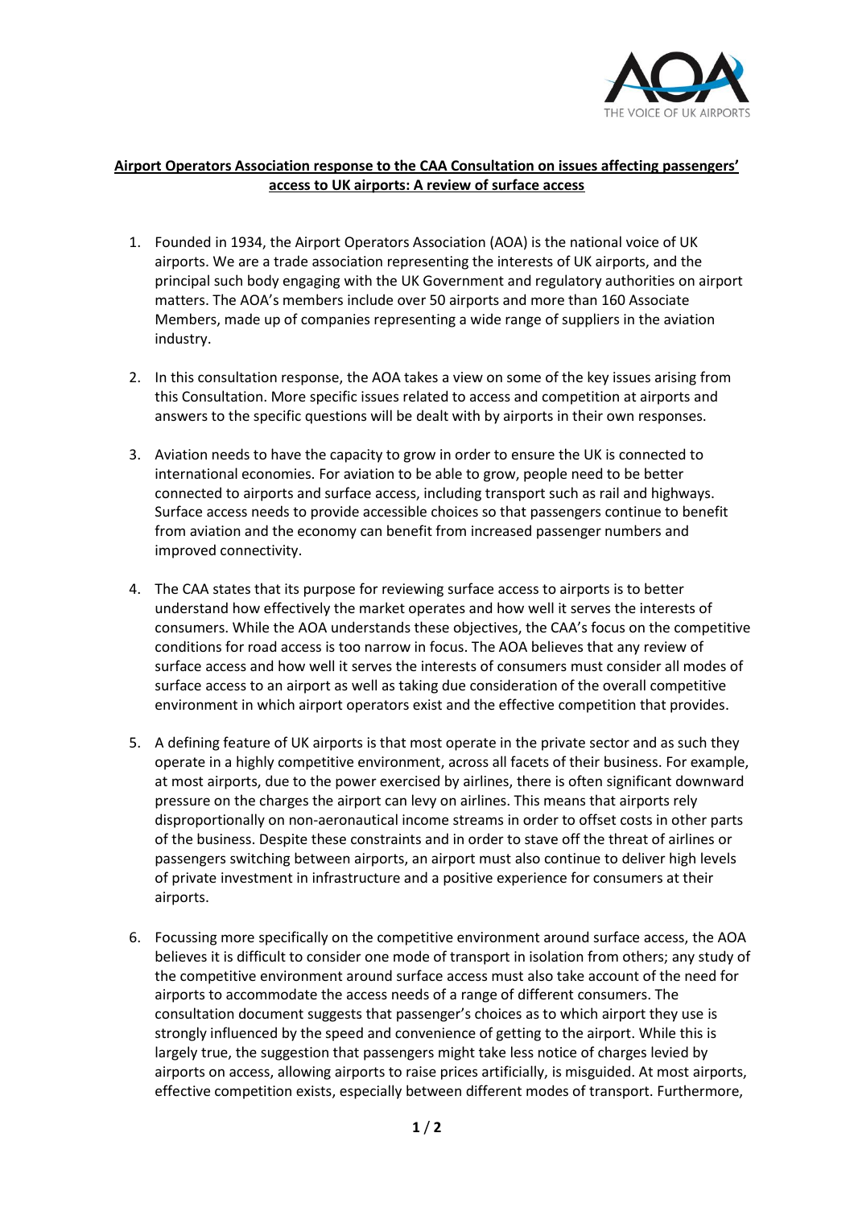**Airport Operators Association response to the CAA Consultation on issues affecting passengers' access to UK airports: A review of surface access**

1. Founded in 1934, the Airport Operators Association (AOA) is the national voice of UK airports. We are a trade association representing the interests of UK airports, and the principal such body engaging with the UK Government and regulatory authorities on airport matters. The AOA's members include over 50 airports and more than 160 Associate Members, made up of companies representing a wide range of suppliers in the aviation industry.

2. In this consultation response, the AOA takes a view on some of the key issues arising from this Consultation. More specific issues related to access and competition at airports and answers to the specific questions will be dealt with by airports in their own responses.

3. Aviation needs to have the capacity to grow in order to ensure the UK is connected to international economies. For aviation to be able to grow, people need to be better connected to airports and surface access, including transport such as rail and highways. Surface access needs to provide accessible choices so that passengers continue to benefit from aviation and the economy can benefit from increased passenger numbers and improved connectivity.

4. The CAA states that its purpose for reviewing surface access to airports is to better understand how effectively the market operates and how well it serves the interests of consumers. While the AOA understands these objectives, the CAA's focus on the competitive conditions for road access is too narrow in focus. The AOA believes that any review of surface access and how well it serves the interests of consumers must consider all modes of surface access to an airport as well as taking due consideration of the overall competitive environment in which airport operators exist and the effective competition that provides.

5. A defining feature of UK airports is that most operate in the private sector and as such they operate in a highly competitive environment, across all facets of their business. For example, at most airports, due to the power exercised by airlines, there is often significant downward pressure on the charges the airport can levy on airlines. This means that airports rely disproportionally on non-aeronautical income streams in order to offset costs in other parts of the business. Despite these constraints and in order to stave off the threat of airlines or passengers switching between airports, an airport must also continue to deliver high levels of private investment in infrastructure and a positive experience for consumers at their airports.

6. Focussing more specifically on the competitive environment around surface access, the AOA believes it is difficult to consider one mode of transport in isolation from others; any study of the competitive environment around surface access must also take account of the need for airports to accommodate the access needs of a range of different consumers. The consultation document suggests that passenger's choices as to which airport they use is strongly influenced by the speed and convenience of getting to the airport. While this is largely true, the suggestion that passengers might take less notice of charges levied by airports on access, allowing airports to raise prices artificially, is misguided. At most airports, effective competition exists, especially between different modes of transport. Furthermore,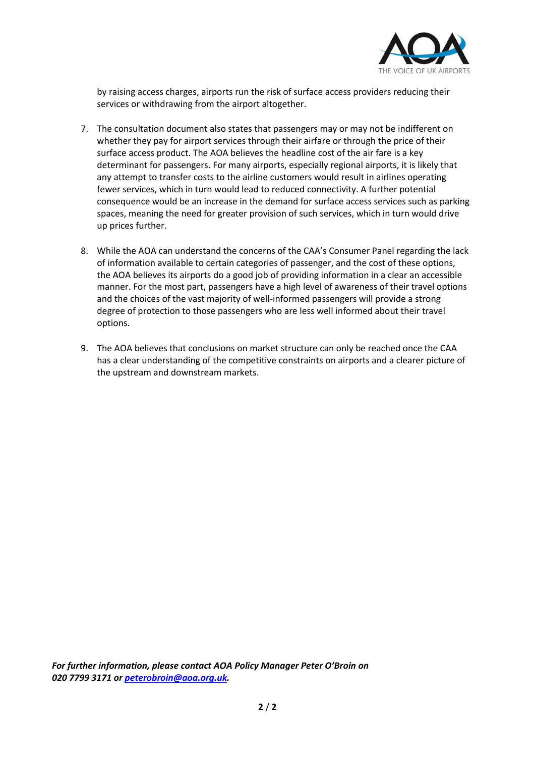by raising access charges, airports run the risk of surface access providers reducing their services or withdrawing from the airport altogether.

7. The consultation document also states that passengers may or may not be indifferent on whether they pay for airport services through their airfare or through the price of their surface access product. The AOA believes the headline cost of the air fare is a key determinant for passengers. For many airports, especially regional airports, it is likely that any attempt to transfer costs to the airline customers would result in airlines operating fewer services, which in turn would lead to reduced connectivity. A further potential consequence would be an increase in the demand for surface access services such as parking spaces, meaning the need for greater provision of such services, which in turn would drive up prices further.

8. While the AOA can understand the concerns of the CAA's Consumer Panel regarding the lack of information available to certain categories of passenger, and the cost of these options, the AOA believes its airports do a good job of providing information in a clear an accessible manner. For the most part, passengers have a high level of awareness of their travel options and the choices of the vast majority of well-informed passengers will provide a strong degree of protection to those passengers who are less well informed about their travel options.

9. The AOA believes that conclusions on market structure can only be reached once the CAA has a clear understanding of the competitive constraints on airports and a clearer picture of the upstream and downstream markets.

***For further information, please contact AOA Policy Manager Peter O'Broin on 020 7799 3171 or [peterobroin@aoa.org.uk](mailto:peterobroin@aoa.org.uk).***